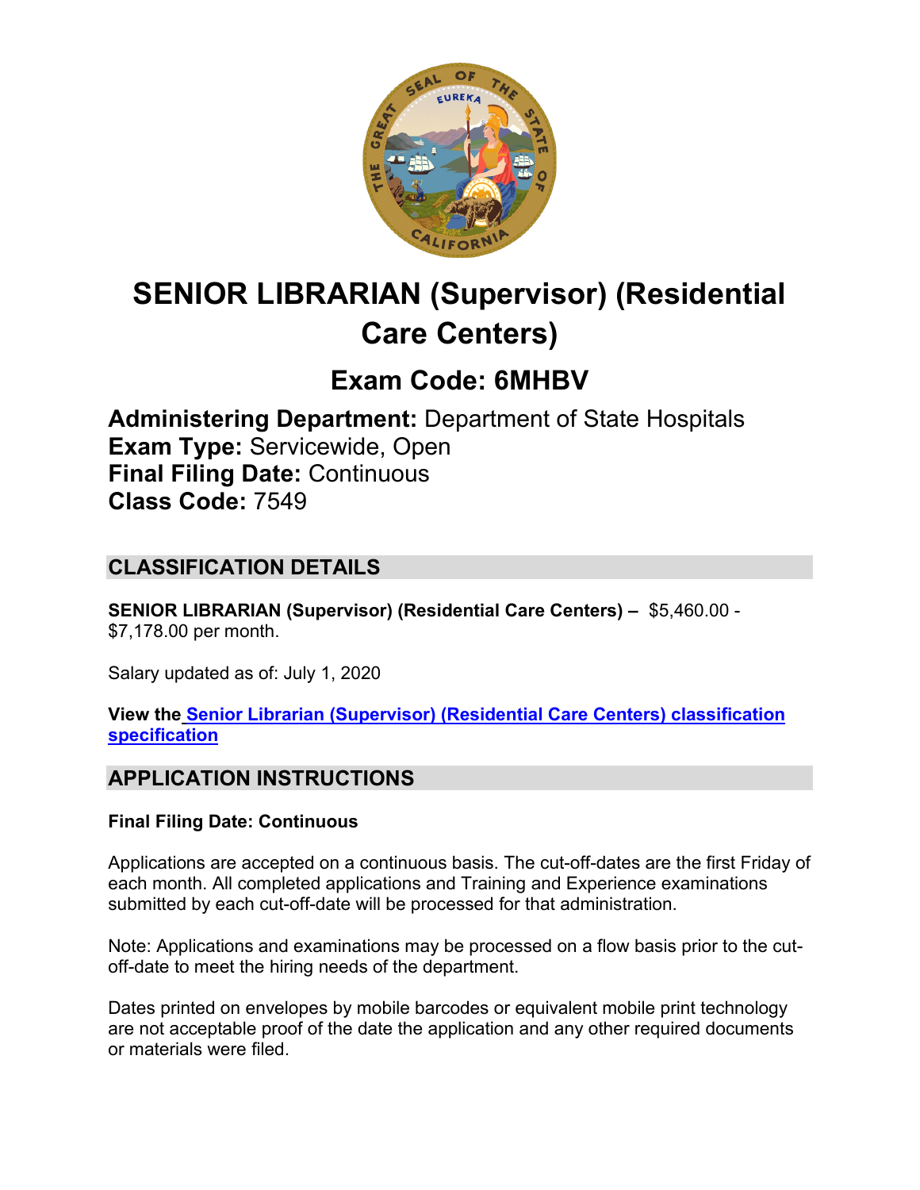# SENIOR LIBRARIAN (Supervisor) (Residential Care Centers)

## Exam Code: 6MHBV

**Administering Department:** Department of State Hospitals
**Exam Type:** Servicewide, Open
**Final Filing Date:** Continuous
**Class Code:** 7549

## CLASSIFICATION DETAILS

**SENIOR LIBRARIAN (Supervisor) (Residential Care Centers) –** $5,460.00 - $7,178.00 per month.

Salary updated as of: July 1, 2020

**View the Senior Librarian (Supervisor) (Residential Care Centers) classification specification**

## APPLICATION INSTRUCTIONS

**Final Filing Date: Continuous**

Applications are accepted on a continuous basis. The cut-off-dates are the first Friday of each month. All completed applications and Training and Experience examinations submitted by each cut-off-date will be processed for that administration.

Note: Applications and examinations may be processed on a flow basis prior to the cut-off-date to meet the hiring needs of the department.

Dates printed on envelopes by mobile barcodes or equivalent mobile print technology are not acceptable proof of the date the application and any other required documents or materials were filed.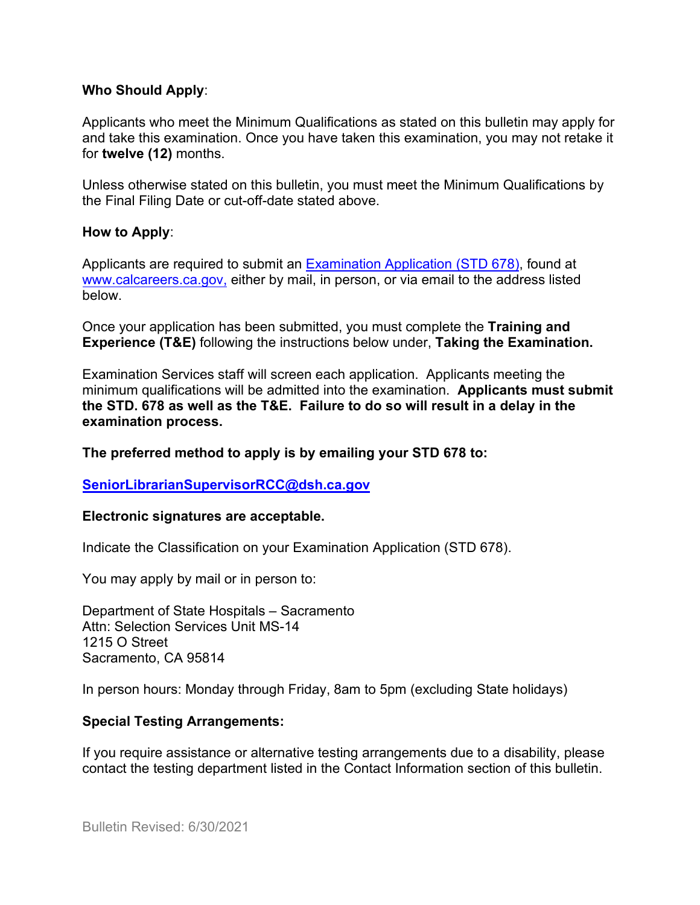**Who Should Apply**:

Applicants who meet the Minimum Qualifications as stated on this bulletin may apply for and take this examination. Once you have taken this examination, you may not retake it for **twelve (12)** months.

Unless otherwise stated on this bulletin, you must meet the Minimum Qualifications by the Final Filing Date or cut-off-date stated above.

**How to Apply**:

Applicants are required to submit an [Examination Application (STD 678)](), found at [www.calcareers.ca.gov,](http://www.calcareers.ca.gov) either by mail, in person, or via email to the address listed below.

Once your application has been submitted, you must complete the **Training and Experience (T&E)** following the instructions below under, **Taking the Examination.**

Examination Services staff will screen each application. Applicants meeting the minimum qualifications will be admitted into the examination. **Applicants must submit the STD. 678 as well as the T&E. Failure to do so will result in a delay in the examination process.**

**The preferred method to apply is by emailing your STD 678 to:**

**[SeniorLibrarianSupervisorRCC@dsh.ca.gov](mailto:SeniorLibrarianSupervisorRCC@dsh.ca.gov)**

**Electronic signatures are acceptable.**

Indicate the Classification on your Examination Application (STD 678).

You may apply by mail or in person to:

Department of State Hospitals – Sacramento
Attn: Selection Services Unit MS-14
1215 O Street
Sacramento, CA 95814

In person hours: Monday through Friday, 8am to 5pm (excluding State holidays)

**Special Testing Arrangements:**

If you require assistance or alternative testing arrangements due to a disability, please contact the testing department listed in the Contact Information section of this bulletin.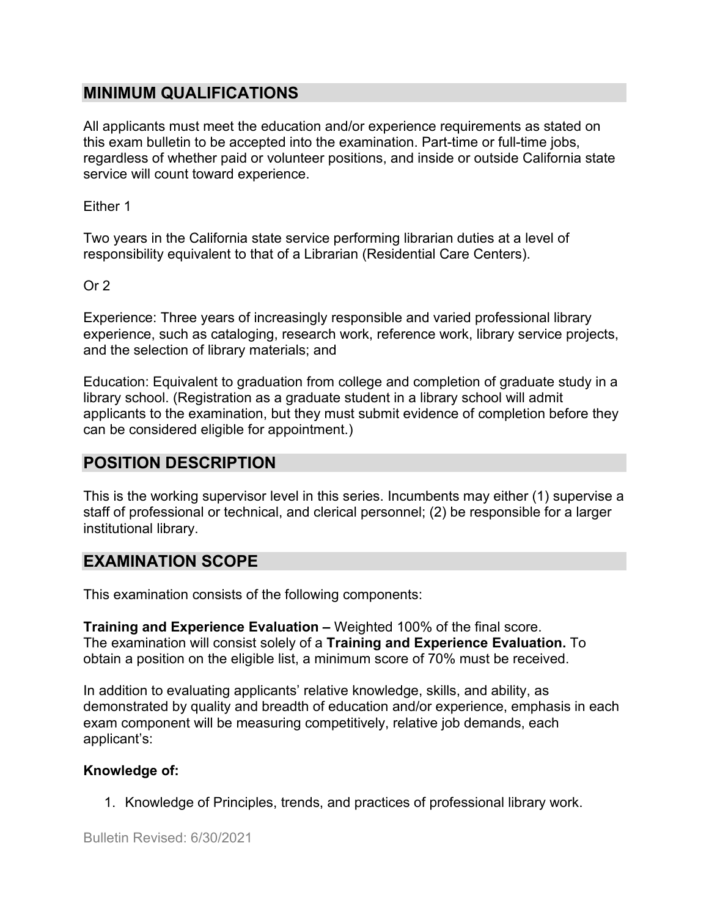## MINIMUM QUALIFICATIONS

All applicants must meet the education and/or experience requirements as stated on this exam bulletin to be accepted into the examination. Part-time or full-time jobs, regardless of whether paid or volunteer positions, and inside or outside California state service will count toward experience.

Either 1

Two years in the California state service performing librarian duties at a level of responsibility equivalent to that of a Librarian (Residential Care Centers).

Or 2

Experience: Three years of increasingly responsible and varied professional library experience, such as cataloging, research work, reference work, library service projects, and the selection of library materials; and

Education: Equivalent to graduation from college and completion of graduate study in a library school. (Registration as a graduate student in a library school will admit applicants to the examination, but they must submit evidence of completion before they can be considered eligible for appointment.)

## POSITION DESCRIPTION

This is the working supervisor level in this series. Incumbents may either (1) supervise a staff of professional or technical, and clerical personnel; (2) be responsible for a larger institutional library.

## EXAMINATION SCOPE

This examination consists of the following components:

**Training and Experience Evaluation –** Weighted 100% of the final score.
The examination will consist solely of a **Training and Experience Evaluation.** To obtain a position on the eligible list, a minimum score of 70% must be received.

In addition to evaluating applicants' relative knowledge, skills, and ability, as demonstrated by quality and breadth of education and/or experience, emphasis in each exam component will be measuring competitively, relative job demands, each applicant's:

**Knowledge of:**

1. Knowledge of Principles, trends, and practices of professional library work.

Bulletin Revised: 6/30/2021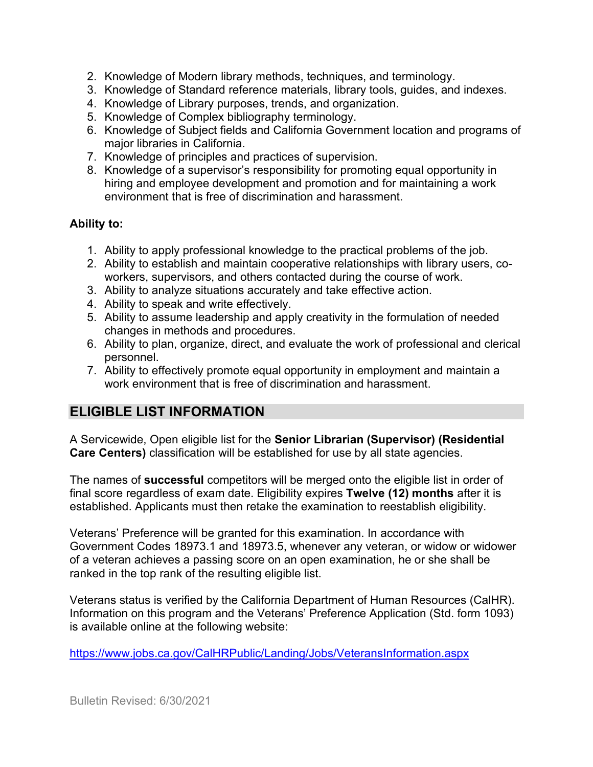2. Knowledge of Modern library methods, techniques, and terminology.
3. Knowledge of Standard reference materials, library tools, guides, and indexes.
4. Knowledge of Library purposes, trends, and organization.
5. Knowledge of Complex bibliography terminology.
6. Knowledge of Subject fields and California Government location and programs of major libraries in California.
7. Knowledge of principles and practices of supervision.
8. Knowledge of a supervisor's responsibility for promoting equal opportunity in hiring and employee development and promotion and for maintaining a work environment that is free of discrimination and harassment.

**Ability to:**

1. Ability to apply professional knowledge to the practical problems of the job.
2. Ability to establish and maintain cooperative relationships with library users, co-workers, supervisors, and others contacted during the course of work.
3. Ability to analyze situations accurately and take effective action.
4. Ability to speak and write effectively.
5. Ability to assume leadership and apply creativity in the formulation of needed changes in methods and procedures.
6. Ability to plan, organize, direct, and evaluate the work of professional and clerical personnel.
7. Ability to effectively promote equal opportunity in employment and maintain a work environment that is free of discrimination and harassment.

## ELIGIBLE LIST INFORMATION

A Servicewide, Open eligible list for the **Senior Librarian (Supervisor) (Residential Care Centers)** classification will be established for use by all state agencies.

The names of **successful** competitors will be merged onto the eligible list in order of final score regardless of exam date. Eligibility expires **Twelve (12) months** after it is established. Applicants must then retake the examination to reestablish eligibility.

Veterans' Preference will be granted for this examination. In accordance with Government Codes 18973.1 and 18973.5, whenever any veteran, or widow or widower of a veteran achieves a passing score on an open examination, he or she shall be ranked in the top rank of the resulting eligible list.

Veterans status is verified by the California Department of Human Resources (CalHR). Information on this program and the Veterans' Preference Application (Std. form 1093) is available online at the following website:

https://www.jobs.ca.gov/CalHRPublic/Landing/Jobs/VeteransInformation.aspx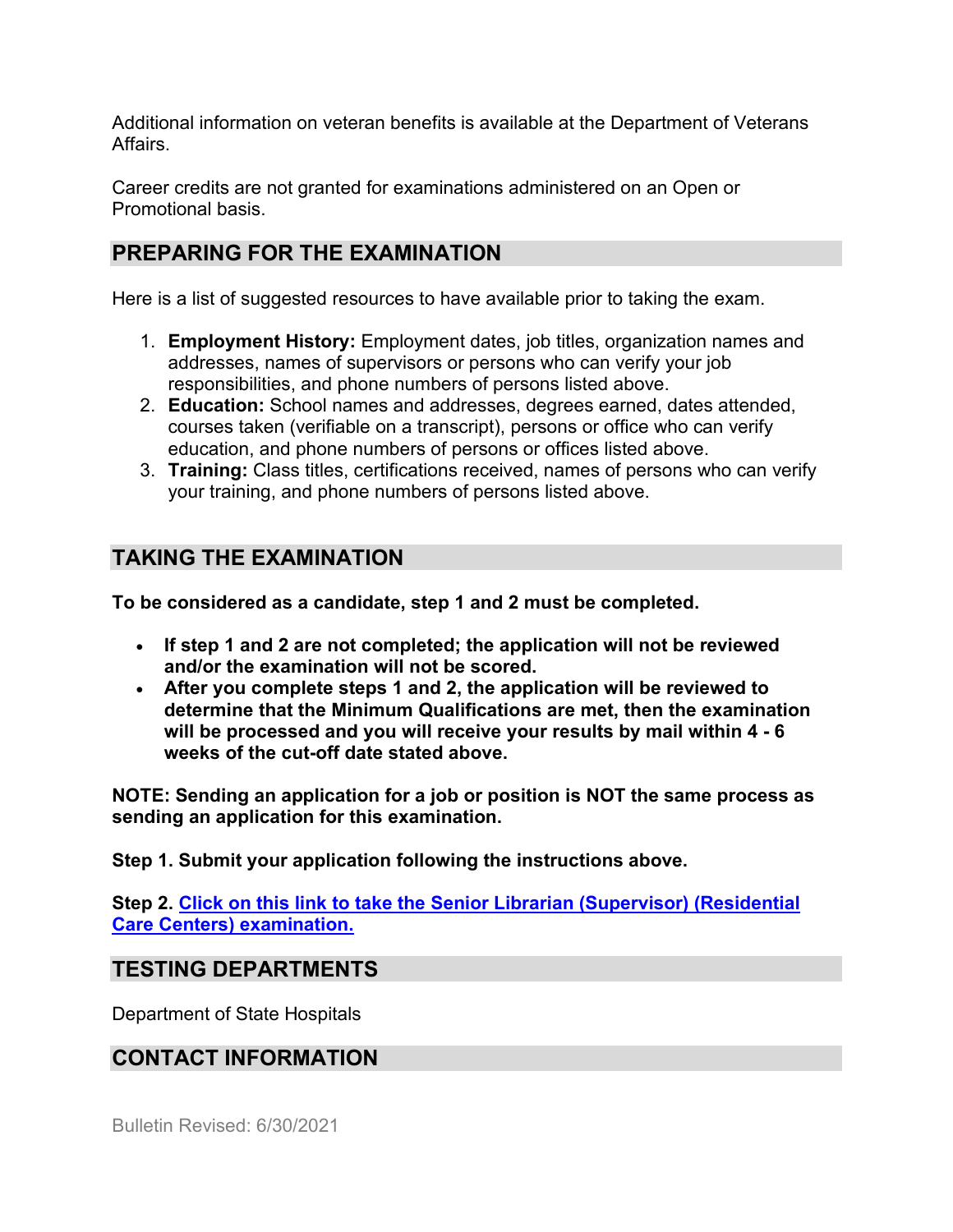Additional information on veteran benefits is available at the Department of Veterans Affairs.

Career credits are not granted for examinations administered on an Open or Promotional basis.

## PREPARING FOR THE EXAMINATION

Here is a list of suggested resources to have available prior to taking the exam.

1. **Employment History:** Employment dates, job titles, organization names and addresses, names of supervisors or persons who can verify your job responsibilities, and phone numbers of persons listed above.
2. **Education:** School names and addresses, degrees earned, dates attended, courses taken (verifiable on a transcript), persons or office who can verify education, and phone numbers of persons or offices listed above.
3. **Training:** Class titles, certifications received, names of persons who can verify your training, and phone numbers of persons listed above.

## TAKING THE EXAMINATION

**To be considered as a candidate, step 1 and 2 must be completed.**

- **If step 1 and 2 are not completed; the application will not be reviewed and/or the examination will not be scored.**
- **After you complete steps 1 and 2, the application will be reviewed to determine that the Minimum Qualifications are met, then the examination will be processed and you will receive your results by mail within 4 - 6 weeks of the cut-off date stated above.**

**NOTE: Sending an application for a job or position is NOT the same process as sending an application for this examination.**

**Step 1. Submit your application following the instructions above.**

**Step 2. Click on this link to take the Senior Librarian (Supervisor) (Residential Care Centers) examination.**

## TESTING DEPARTMENTS

Department of State Hospitals

## CONTACT INFORMATION

Bulletin Revised: 6/30/2021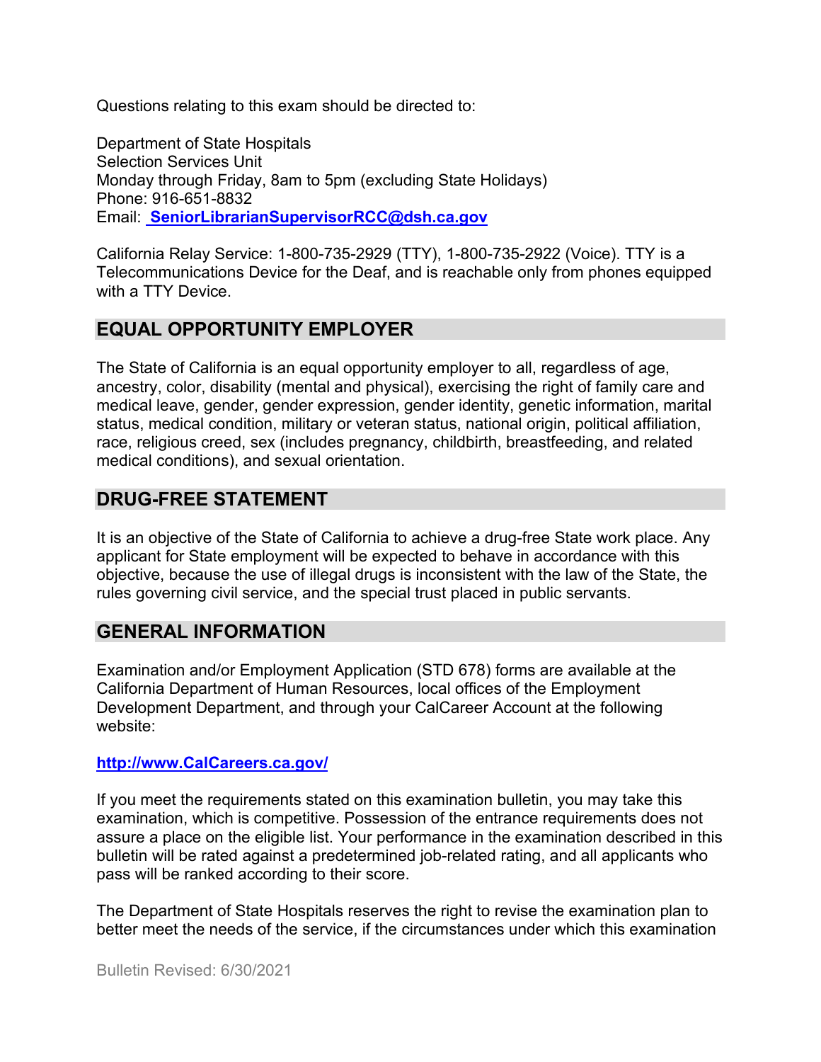Questions relating to this exam should be directed to:

Department of State Hospitals
Selection Services Unit
Monday through Friday, 8am to 5pm (excluding State Holidays)
Phone: 916-651-8832
Email: **SeniorLibrarianSupervisorRCC@dsh.ca.gov**

California Relay Service: 1-800-735-2929 (TTY), 1-800-735-2922 (Voice). TTY is a Telecommunications Device for the Deaf, and is reachable only from phones equipped with a TTY Device.

## EQUAL OPPORTUNITY EMPLOYER

The State of California is an equal opportunity employer to all, regardless of age, ancestry, color, disability (mental and physical), exercising the right of family care and medical leave, gender, gender expression, gender identity, genetic information, marital status, medical condition, military or veteran status, national origin, political affiliation, race, religious creed, sex (includes pregnancy, childbirth, breastfeeding, and related medical conditions), and sexual orientation.

## DRUG-FREE STATEMENT

It is an objective of the State of California to achieve a drug-free State work place. Any applicant for State employment will be expected to behave in accordance with this objective, because the use of illegal drugs is inconsistent with the law of the State, the rules governing civil service, and the special trust placed in public servants.

## GENERAL INFORMATION

Examination and/or Employment Application (STD 678) forms are available at the California Department of Human Resources, local offices of the Employment Development Department, and through your CalCareer Account at the following website:

**http://www.CalCareers.ca.gov/**

If you meet the requirements stated on this examination bulletin, you may take this examination, which is competitive. Possession of the entrance requirements does not assure a place on the eligible list. Your performance in the examination described in this bulletin will be rated against a predetermined job-related rating, and all applicants who pass will be ranked according to their score.

The Department of State Hospitals reserves the right to revise the examination plan to better meet the needs of the service, if the circumstances under which this examination

Bulletin Revised: 6/30/2021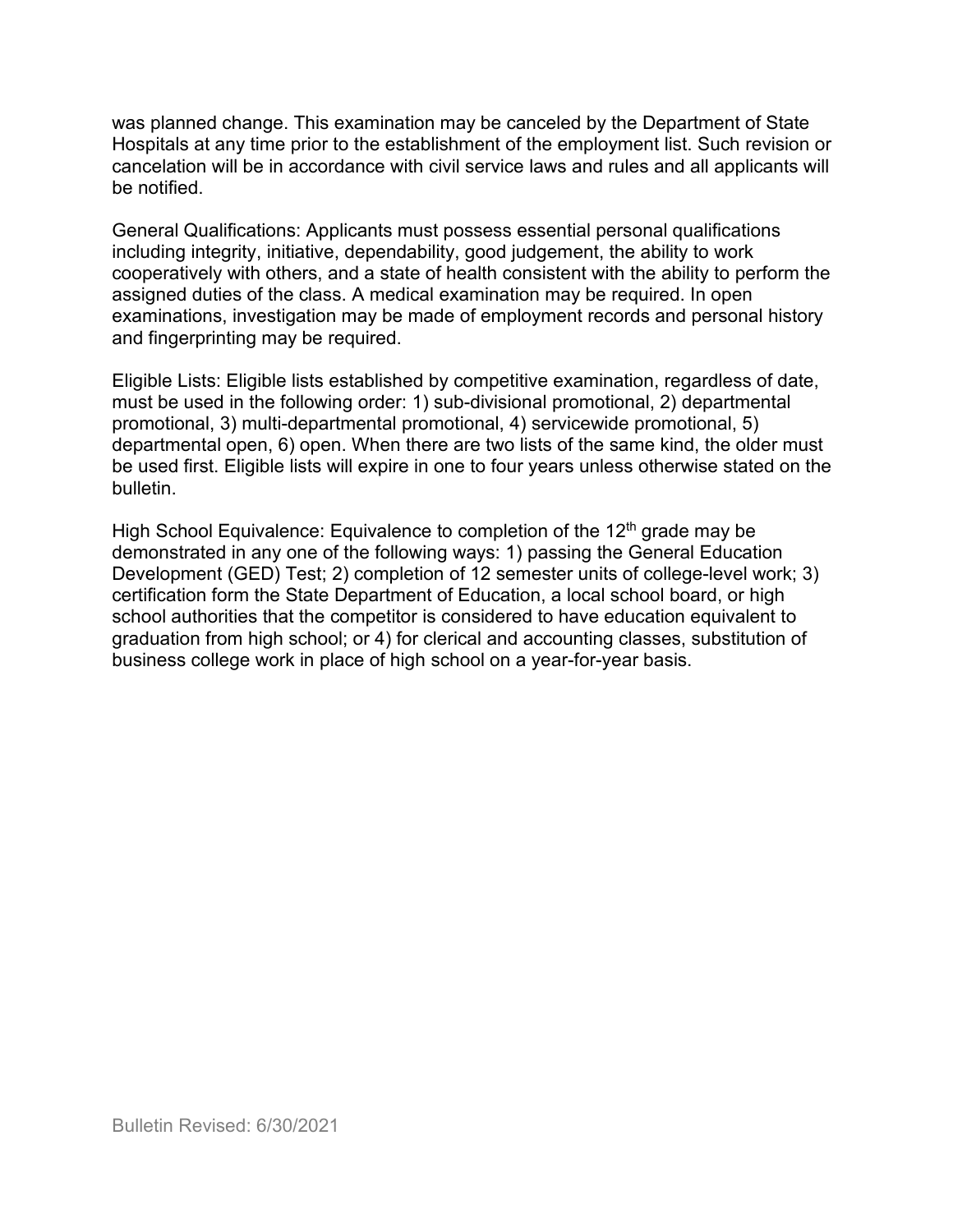was planned change. This examination may be canceled by the Department of State Hospitals at any time prior to the establishment of the employment list. Such revision or cancelation will be in accordance with civil service laws and rules and all applicants will be notified.

General Qualifications: Applicants must possess essential personal qualifications including integrity, initiative, dependability, good judgement, the ability to work cooperatively with others, and a state of health consistent with the ability to perform the assigned duties of the class. A medical examination may be required. In open examinations, investigation may be made of employment records and personal history and fingerprinting may be required.

Eligible Lists: Eligible lists established by competitive examination, regardless of date, must be used in the following order: 1) sub-divisional promotional, 2) departmental promotional, 3) multi-departmental promotional, 4) servicewide promotional, 5) departmental open, 6) open. When there are two lists of the same kind, the older must be used first. Eligible lists will expire in one to four years unless otherwise stated on the bulletin.

High School Equivalence: Equivalence to completion of the 12th grade may be demonstrated in any one of the following ways: 1) passing the General Education Development (GED) Test; 2) completion of 12 semester units of college-level work; 3) certification form the State Department of Education, a local school board, or high school authorities that the competitor is considered to have education equivalent to graduation from high school; or 4) for clerical and accounting classes, substitution of business college work in place of high school on a year-for-year basis.

Bulletin Revised: 6/30/2021